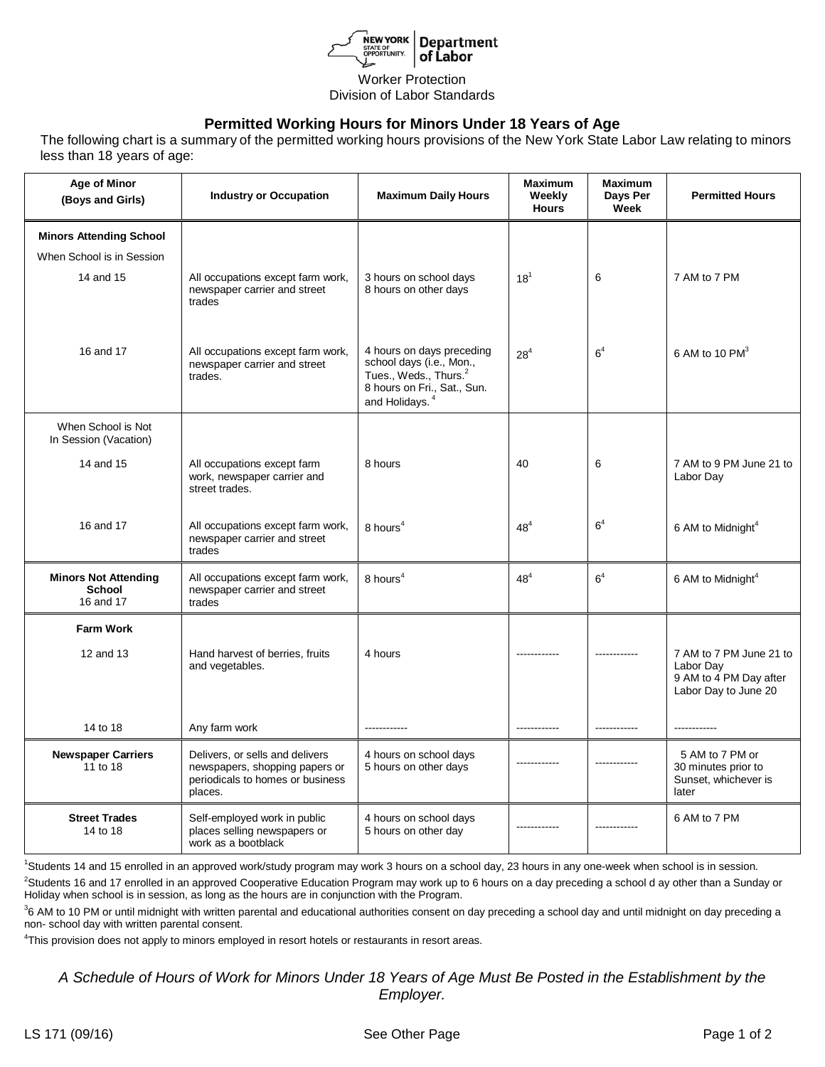New York State Department of Labor

Worker Protection
Division of Labor Standards

## Permitted Working Hours for Minors Under 18 Years of Age

The following chart is a summary of the permitted working hours provisions of the New York State Labor Law relating to minors less than 18 years of age:

| Age of Minor (Boys and Girls) | Industry or Occupation | Maximum Daily Hours | Maximum Weekly Hours | Maximum Days Per Week | Permitted Hours |
|---|---|---|---|---|---|
| **Minors Attending School** | | | | | |
| When School is in Session | | | | | |
| 14 and 15 | All occupations except farm work, newspaper carrier and street trades | 3 hours on school days<br>8 hours on other days | 18[1] | 6 | 7 AM to 7 PM |
| 16 and 17 | All occupations except farm work, newspaper carrier and street trades. | 4 hours on days preceding school days (i.e., Mon., Tues., Weds., Thurs.[2]<br>8 hours on Fri., Sat., Sun. and Holidays.[4] | 28[4] | 6[4] | 6 AM to 10 PM[3] |
| When School is Not In Session (Vacation) | | | | | |
| 14 and 15 | All occupations except farm work, newspaper carrier and street trades. | 8 hours | 40 | 6 | 7 AM to 9 PM June 21 to Labor Day |
| 16 and 17 | All occupations except farm work, newspaper carrier and street trades | 8 hours[4] | 48[4] | 6[4] | 6 AM to Midnight[4] |
| **Minors Not Attending School** 16 and 17 | All occupations except farm work, newspaper carrier and street trades | 8 hours[4] | 48[4] | 6[4] | 6 AM to Midnight[4] |
| **Farm Work** | | | | | |
| 12 and 13 | Hand harvest of berries, fruits and vegetables. | 4 hours | ------------ | ------------ | 7 AM to 7 PM June 21 to Labor Day<br>9 AM to 4 PM Day after Labor Day to June 20 |
| 14 to 18 | Any farm work | ------------ | ------------ | ------------ | ------------ |
| **Newspaper Carriers** 11 to 18 | Delivers, or sells and delivers newspapers, shopping papers or periodicals to homes or business places. | 4 hours on school days<br>5 hours on other days | ------------ | ------------ | 5 AM to 7 PM or 30 minutes prior to Sunset, whichever is later |
| **Street Trades** 14 to 18 | Self-employed work in public places selling newspapers or work as a bootblack | 4 hours on school days<br>5 hours on other day | ------------ | ------------ | 6 AM to 7 PM |

[1]Students 14 and 15 enrolled in an approved work/study program may work 3 hours on a school day, 23 hours in any one-week when school is in session.

[2]Students 16 and 17 enrolled in an approved Cooperative Education Program may work up to 6 hours on a day preceding a school d ay other than a Sunday or Holiday when school is in session, as long as the hours are in conjunction with the Program.

[3]6 AM to 10 PM or until midnight with written parental and educational authorities consent on day preceding a school day and until midnight on day preceding a non- school day with written parental consent.

[4]This provision does not apply to minors employed in resort hotels or restaurants in resort areas.

*A Schedule of Hours of Work for Minors Under 18 Years of Age Must Be Posted in the Establishment by the Employer.*

LS 171 (09/16) See Other Page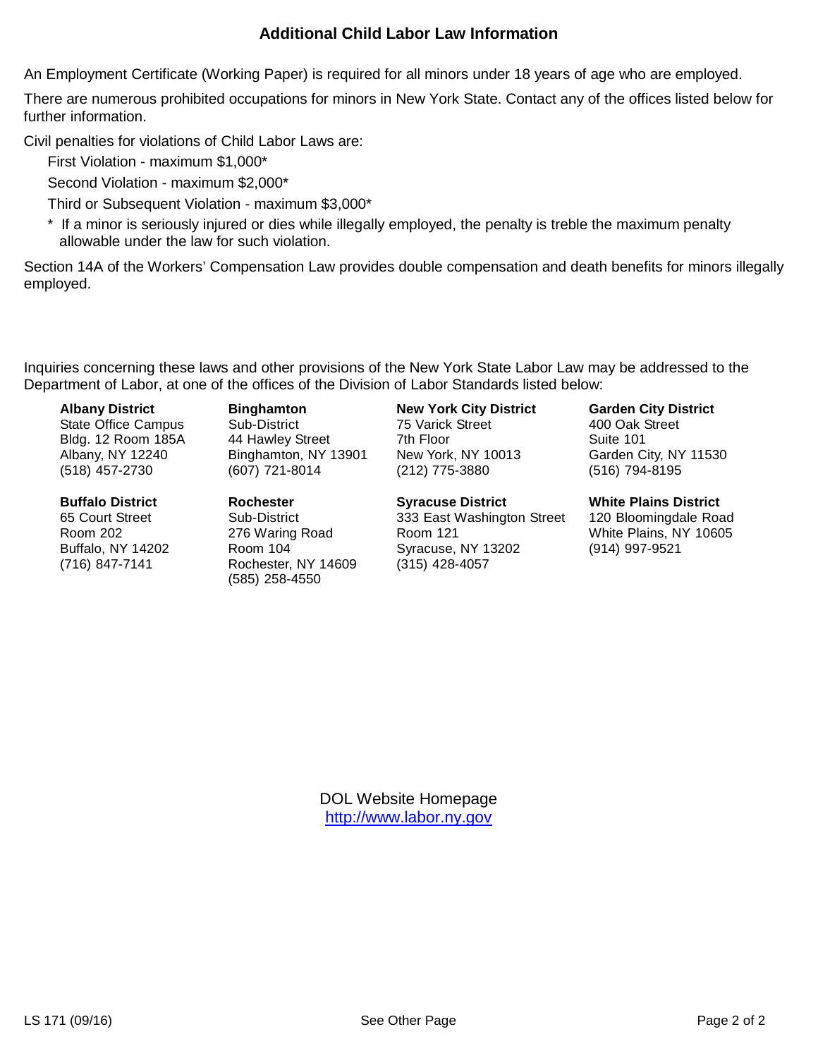## Additional Child Labor Law Information

An Employment Certificate (Working Paper) is required for all minors under 18 years of age who are employed.

There are numerous prohibited occupations for minors in New York State. Contact any of the offices listed below for further information.

Civil penalties for violations of Child Labor Laws are:

First Violation - maximum $1,000*

Second Violation - maximum $2,000*

Third or Subsequent Violation - maximum $3,000*

\* If a minor is seriously injured or dies while illegally employed, the penalty is treble the maximum penalty allowable under the law for such violation.

Section 14A of the Workers' Compensation Law provides double compensation and death benefits for minors illegally employed.

Inquiries concerning these laws and other provisions of the New York State Labor Law may be addressed to the Department of Labor, at one of the offices of the Division of Labor Standards listed below:

**Albany District**
State Office Campus
Bldg. 12 Room 185A
Albany, NY 12240
(518) 457-2730

**Binghamton**
Sub-District
44 Hawley Street
Binghamton, NY 13901
(607) 721-8014

**New York City District**
75 Varick Street
7th Floor
New York, NY 10013
(212) 775-3880

**Garden City District**
400 Oak Street
Suite 101
Garden City, NY 11530
(516) 794-8195

**Buffalo District**
65 Court Street
Room 202
Buffalo, NY 14202
(716) 847-7141

**Rochester**
Sub-District
276 Waring Road
Room 104
Rochester, NY 14609
(585) 258-4550

**Syracuse District**
333 East Washington Street
Room 121
Syracuse, NY 13202
(315) 428-4057

**White Plains District**
120 Bloomingdale Road
White Plains, NY 10605
(914) 997-9521

DOL Website Homepage
http://www.labor.ny.gov

LS 171 (09/16)

See Other Page